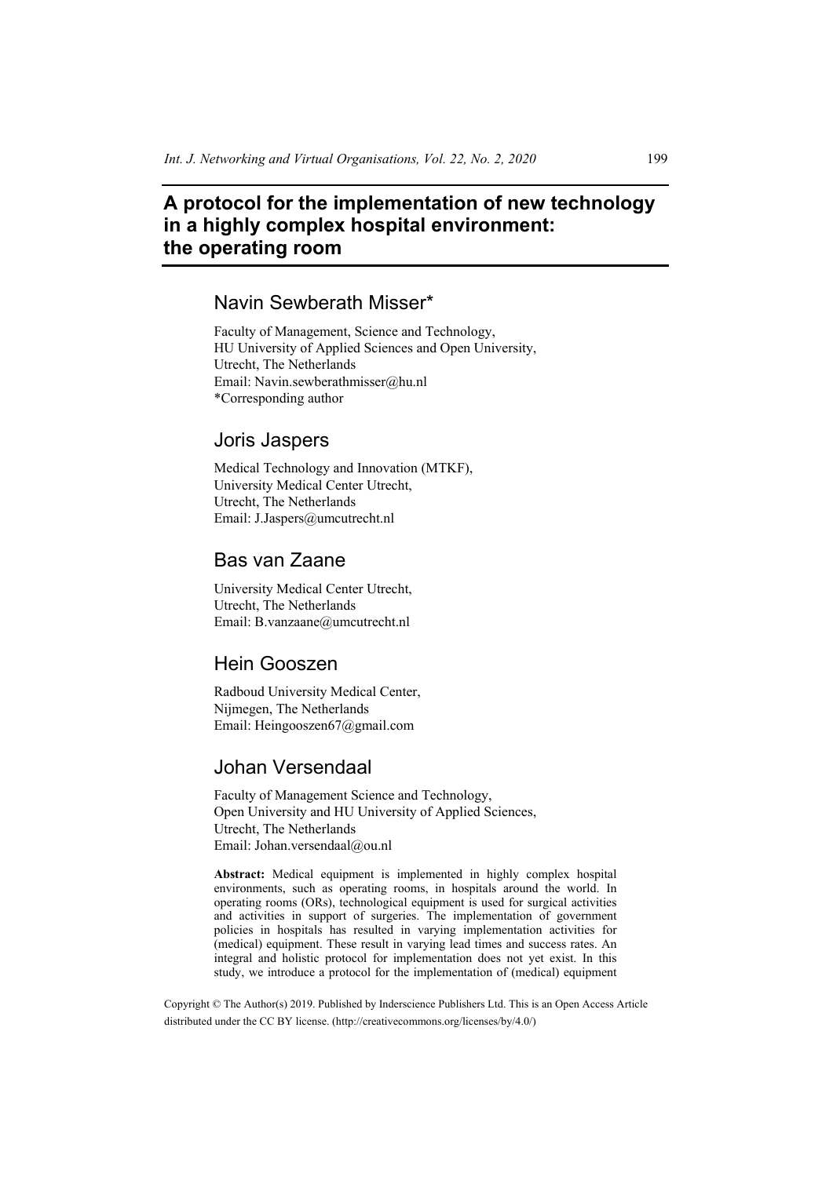# A protocol for the implementation of new technology in a highly complex hospital environment: the operating room

## Navin Sewberath Misser*

Faculty of Management, Science and Technology,
HU University of Applied Sciences and Open University,
Utrecht, The Netherlands
Email: Navin.sewberathmisser@hu.nl
*Corresponding author

## Joris Jaspers

Medical Technology and Innovation (MTKF),
University Medical Center Utrecht,
Utrecht, The Netherlands
Email: J.Jaspers@umcutrecht.nl

## Bas van Zaane

University Medical Center Utrecht,
Utrecht, The Netherlands
Email: B.vanzaane@umcutrecht.nl

## Hein Gooszen

Radboud University Medical Center,
Nijmegen, The Netherlands
Email: Heingooszen67@gmail.com

## Johan Versendaal

Faculty of Management Science and Technology,
Open University and HU University of Applied Sciences,
Utrecht, The Netherlands
Email: Johan.versendaal@ou.nl

**Abstract:** Medical equipment is implemented in highly complex hospital environments, such as operating rooms, in hospitals around the world. In operating rooms (ORs), technological equipment is used for surgical activities and activities in support of surgeries. The implementation of government policies in hospitals has resulted in varying implementation activities for (medical) equipment. These result in varying lead times and success rates. An integral and holistic protocol for implementation does not yet exist. In this study, we introduce a protocol for the implementation of (medical) equipment

Copyright © The Author(s) 2019. Published by Inderscience Publishers Ltd. This is an Open Access Article distributed under the CC BY license. (http://creativecommons.org/licenses/by/4.0/)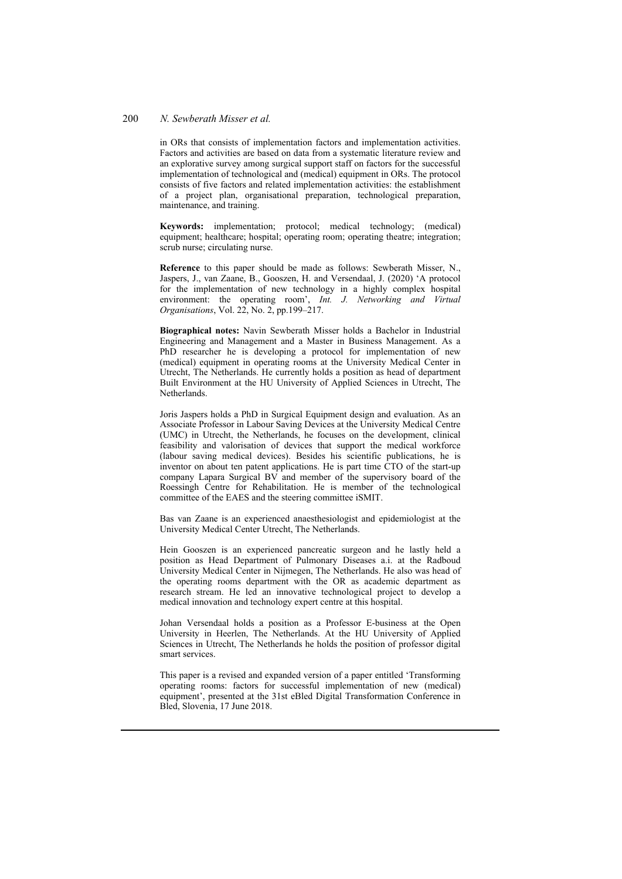in ORs that consists of implementation factors and implementation activities. Factors and activities are based on data from a systematic literature review and an explorative survey among surgical support staff on factors for the successful implementation of technological and (medical) equipment in ORs. The protocol consists of five factors and related implementation activities: the establishment of a project plan, organisational preparation, technological preparation, maintenance, and training.

**Keywords:** implementation; protocol; medical technology; (medical) equipment; healthcare; hospital; operating room; operating theatre; integration; scrub nurse; circulating nurse.

**Reference** to this paper should be made as follows: Sewberath Misser, N., Jaspers, J., van Zaane, B., Gooszen, H. and Versendaal, J. (2020) 'A protocol for the implementation of new technology in a highly complex hospital environment: the operating room', *Int. J. Networking and Virtual Organisations*, Vol. 22, No. 2, pp.199–217.

**Biographical notes:** Navin Sewberath Misser holds a Bachelor in Industrial Engineering and Management and a Master in Business Management. As a PhD researcher he is developing a protocol for implementation of new (medical) equipment in operating rooms at the University Medical Center in Utrecht, The Netherlands. He currently holds a position as head of department Built Environment at the HU University of Applied Sciences in Utrecht, The Netherlands.

Joris Jaspers holds a PhD in Surgical Equipment design and evaluation. As an Associate Professor in Labour Saving Devices at the University Medical Centre (UMC) in Utrecht, the Netherlands, he focuses on the development, clinical feasibility and valorisation of devices that support the medical workforce (labour saving medical devices). Besides his scientific publications, he is inventor on about ten patent applications. He is part time CTO of the start-up company Lapara Surgical BV and member of the supervisory board of the Roessingh Centre for Rehabilitation. He is member of the technological committee of the EAES and the steering committee iSMIT.

Bas van Zaane is an experienced anaesthesiologist and epidemiologist at the University Medical Center Utrecht, The Netherlands.

Hein Gooszen is an experienced pancreatic surgeon and he lastly held a position as Head Department of Pulmonary Diseases a.i. at the Radboud University Medical Center in Nijmegen, The Netherlands. He also was head of the operating rooms department with the OR as academic department as research stream. He led an innovative technological project to develop a medical innovation and technology expert centre at this hospital.

Johan Versendaal holds a position as a Professor E-business at the Open University in Heerlen, The Netherlands. At the HU University of Applied Sciences in Utrecht, The Netherlands he holds the position of professor digital smart services.

This paper is a revised and expanded version of a paper entitled 'Transforming operating rooms: factors for successful implementation of new (medical) equipment', presented at the 31st eBled Digital Transformation Conference in Bled, Slovenia, 17 June 2018.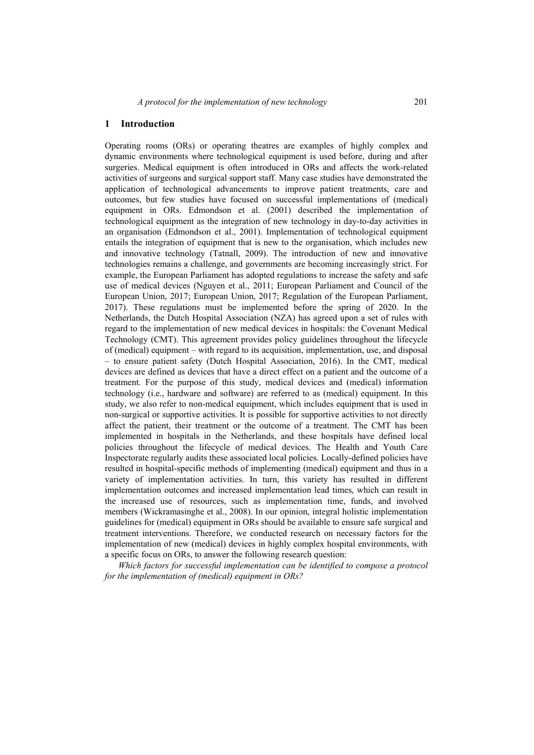## 1 Introduction

Operating rooms (ORs) or operating theatres are examples of highly complex and dynamic environments where technological equipment is used before, during and after surgeries. Medical equipment is often introduced in ORs and affects the work-related activities of surgeons and surgical support staff. Many case studies have demonstrated the application of technological advancements to improve patient treatments, care and outcomes, but few studies have focused on successful implementations of (medical) equipment in ORs. Edmondson et al. (2001) described the implementation of technological equipment as the integration of new technology in day-to-day activities in an organisation (Edmondson et al., 2001). Implementation of technological equipment entails the integration of equipment that is new to the organisation, which includes new and innovative technology (Tatnall, 2009). The introduction of new and innovative technologies remains a challenge, and governments are becoming increasingly strict. For example, the European Parliament has adopted regulations to increase the safety and safe use of medical devices (Nguyen et al., 2011; European Parliament and Council of the European Union, 2017; European Union, 2017; Regulation of the European Parliament, 2017). These regulations must be implemented before the spring of 2020. In the Netherlands, the Dutch Hospital Association (NZA) has agreed upon a set of rules with regard to the implementation of new medical devices in hospitals: the Covenant Medical Technology (CMT). This agreement provides policy guidelines throughout the lifecycle of (medical) equipment – with regard to its acquisition, implementation, use, and disposal – to ensure patient safety (Dutch Hospital Association, 2016). In the CMT, medical devices are defined as devices that have a direct effect on a patient and the outcome of a treatment. For the purpose of this study, medical devices and (medical) information technology (i.e., hardware and software) are referred to as (medical) equipment. In this study, we also refer to non-medical equipment, which includes equipment that is used in non-surgical or supportive activities. It is possible for supportive activities to not directly affect the patient, their treatment or the outcome of a treatment. The CMT has been implemented in hospitals in the Netherlands, and these hospitals have defined local policies throughout the lifecycle of medical devices. The Health and Youth Care Inspectorate regularly audits these associated local policies. Locally-defined policies have resulted in hospital-specific methods of implementing (medical) equipment and thus in a variety of implementation activities. In turn, this variety has resulted in different implementation outcomes and increased implementation lead times, which can result in the increased use of resources, such as implementation time, funds, and involved members (Wickramasinghe et al., 2008). In our opinion, integral holistic implementation guidelines for (medical) equipment in ORs should be available to ensure safe surgical and treatment interventions. Therefore, we conducted research on necessary factors for the implementation of new (medical) devices in highly complex hospital environments, with a specific focus on ORs, to answer the following research question:

*Which factors for successful implementation can be identified to compose a protocol for the implementation of (medical) equipment in ORs?*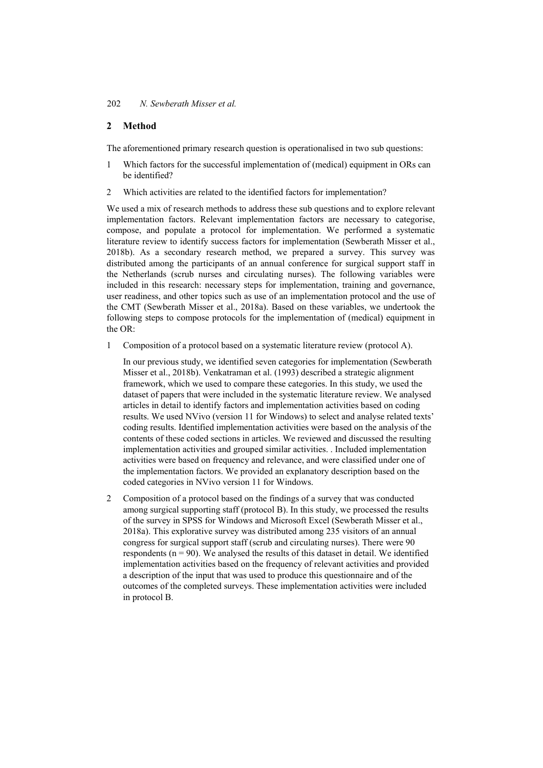## 2 Method

The aforementioned primary research question is operationalised in two sub questions:

1. Which factors for the successful implementation of (medical) equipment in ORs can be identified?
2. Which activities are related to the identified factors for implementation?

We used a mix of research methods to address these sub questions and to explore relevant implementation factors. Relevant implementation factors are necessary to categorise, compose, and populate a protocol for implementation. We performed a systematic literature review to identify success factors for implementation (Sewberath Misser et al., 2018b). As a secondary research method, we prepared a survey. This survey was distributed among the participants of an annual conference for surgical support staff in the Netherlands (scrub nurses and circulating nurses). The following variables were included in this research: necessary steps for implementation, training and governance, user readiness, and other topics such as use of an implementation protocol and the use of the CMT (Sewberath Misser et al., 2018a). Based on these variables, we undertook the following steps to compose protocols for the implementation of (medical) equipment in the OR:

1. Composition of a protocol based on a systematic literature review (protocol A).

   In our previous study, we identified seven categories for implementation (Sewberath Misser et al., 2018b). Venkatraman et al. (1993) described a strategic alignment framework, which we used to compare these categories. In this study, we used the dataset of papers that were included in the systematic literature review. We analysed articles in detail to identify factors and implementation activities based on coding results. We used NVivo (version 11 for Windows) to select and analyse related texts' coding results. Identified implementation activities were based on the analysis of the contents of these coded sections in articles. We reviewed and discussed the resulting implementation activities and grouped similar activities. . Included implementation activities were based on frequency and relevance, and were classified under one of the implementation factors. We provided an explanatory description based on the coded categories in NVivo version 11 for Windows.

2. Composition of a protocol based on the findings of a survey that was conducted among surgical supporting staff (protocol B). In this study, we processed the results of the survey in SPSS for Windows and Microsoft Excel (Sewberath Misser et al., 2018a). This explorative survey was distributed among 235 visitors of an annual congress for surgical support staff (scrub and circulating nurses). There were 90 respondents ($n = 90$). We analysed the results of this dataset in detail. We identified implementation activities based on the frequency of relevant activities and provided a description of the input that was used to produce this questionnaire and of the outcomes of the completed surveys. These implementation activities were included in protocol B.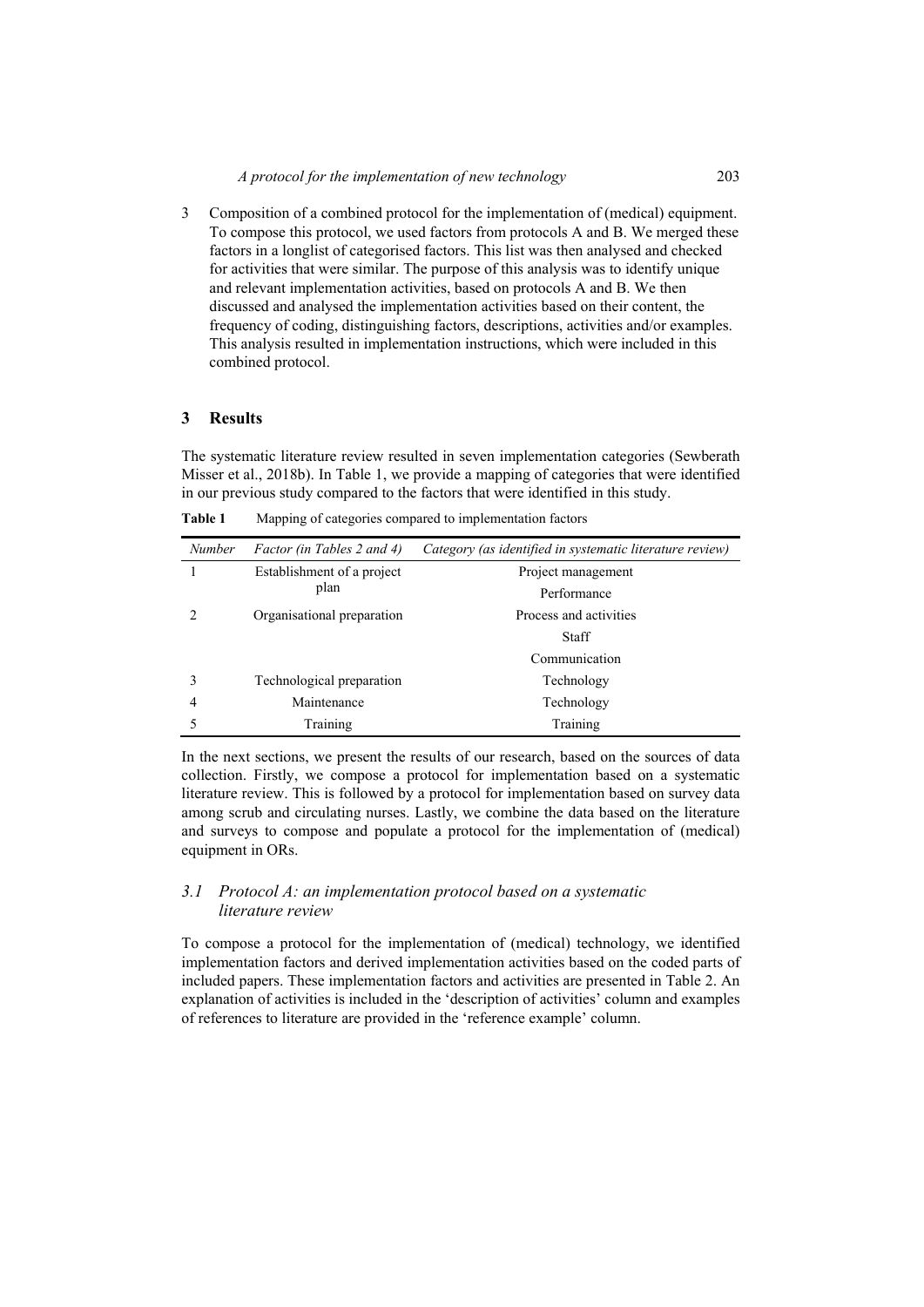3 Composition of a combined protocol for the implementation of (medical) equipment. To compose this protocol, we used factors from protocols A and B. We merged these factors in a longlist of categorised factors. This list was then analysed and checked for activities that were similar. The purpose of this analysis was to identify unique and relevant implementation activities, based on protocols A and B. We then discussed and analysed the implementation activities based on their content, the frequency of coding, distinguishing factors, descriptions, activities and/or examples. This analysis resulted in implementation instructions, which were included in this combined protocol.

## 3 Results

The systematic literature review resulted in seven implementation categories (Sewberath Misser et al., 2018b). In Table 1, we provide a mapping of categories that were identified in our previous study compared to the factors that were identified in this study.

**Table 1** Mapping of categories compared to implementation factors

| *Number* | *Factor (in Tables 2 and 4)* | *Category (as identified in systematic literature review)* |
|---|---|---|
| 1 | Establishment of a project plan | Project management |
| | | Performance |
| 2 | Organisational preparation | Process and activities |
| | | Staff |
| | | Communication |
| 3 | Technological preparation | Technology |
| 4 | Maintenance | Technology |
| 5 | Training | Training |

In the next sections, we present the results of our research, based on the sources of data collection. Firstly, we compose a protocol for implementation based on a systematic literature review. This is followed by a protocol for implementation based on survey data among scrub and circulating nurses. Lastly, we combine the data based on the literature and surveys to compose and populate a protocol for the implementation of (medical) equipment in ORs.

### *3.1 Protocol A: an implementation protocol based on a systematic literature review*

To compose a protocol for the implementation of (medical) technology, we identified implementation factors and derived implementation activities based on the coded parts of included papers. These implementation factors and activities are presented in Table 2. An explanation of activities is included in the 'description of activities' column and examples of references to literature are provided in the 'reference example' column.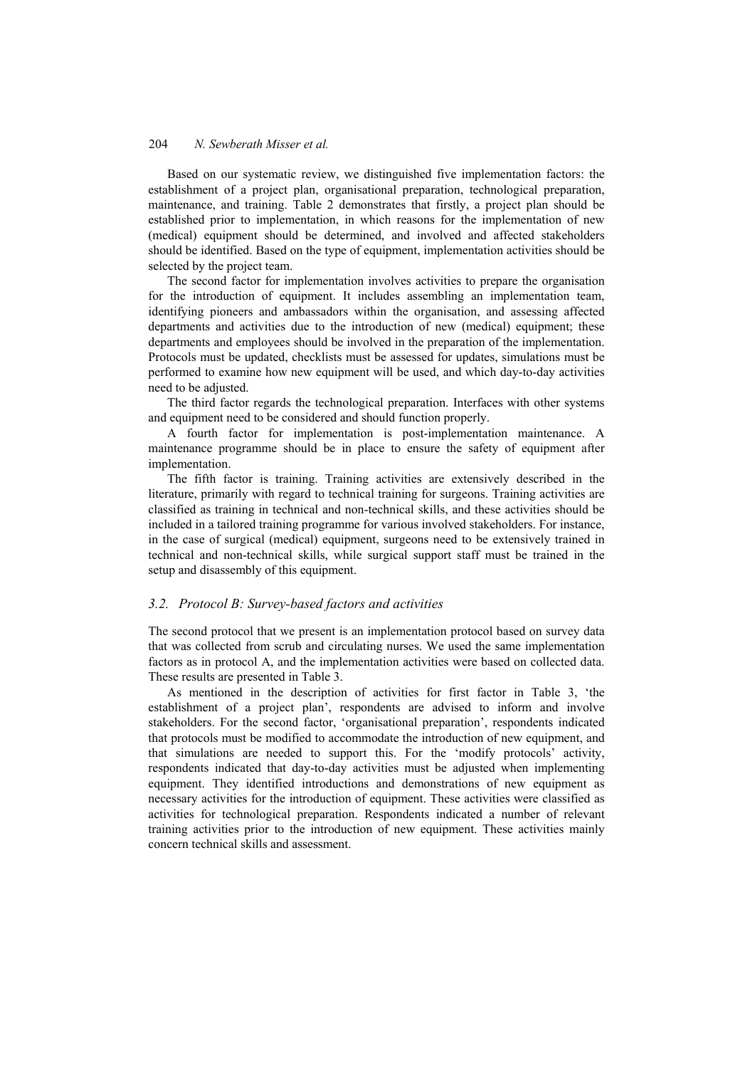Based on our systematic review, we distinguished five implementation factors: the establishment of a project plan, organisational preparation, technological preparation, maintenance, and training. Table 2 demonstrates that firstly, a project plan should be established prior to implementation, in which reasons for the implementation of new (medical) equipment should be determined, and involved and affected stakeholders should be identified. Based on the type of equipment, implementation activities should be selected by the project team.

The second factor for implementation involves activities to prepare the organisation for the introduction of equipment. It includes assembling an implementation team, identifying pioneers and ambassadors within the organisation, and assessing affected departments and activities due to the introduction of new (medical) equipment; these departments and employees should be involved in the preparation of the implementation. Protocols must be updated, checklists must be assessed for updates, simulations must be performed to examine how new equipment will be used, and which day-to-day activities need to be adjusted.

The third factor regards the technological preparation. Interfaces with other systems and equipment need to be considered and should function properly.

A fourth factor for implementation is post-implementation maintenance. A maintenance programme should be in place to ensure the safety of equipment after implementation.

The fifth factor is training. Training activities are extensively described in the literature, primarily with regard to technical training for surgeons. Training activities are classified as training in technical and non-technical skills, and these activities should be included in a tailored training programme for various involved stakeholders. For instance, in the case of surgical (medical) equipment, surgeons need to be extensively trained in technical and non-technical skills, while surgical support staff must be trained in the setup and disassembly of this equipment.

### *3.2. Protocol B: Survey-based factors and activities*

The second protocol that we present is an implementation protocol based on survey data that was collected from scrub and circulating nurses. We used the same implementation factors as in protocol A, and the implementation activities were based on collected data. These results are presented in Table 3.

As mentioned in the description of activities for first factor in Table 3, 'the establishment of a project plan', respondents are advised to inform and involve stakeholders. For the second factor, 'organisational preparation', respondents indicated that protocols must be modified to accommodate the introduction of new equipment, and that simulations are needed to support this. For the 'modify protocols' activity, respondents indicated that day-to-day activities must be adjusted when implementing equipment. They identified introductions and demonstrations of new equipment as necessary activities for the introduction of equipment. These activities were classified as activities for technological preparation. Respondents indicated a number of relevant training activities prior to the introduction of new equipment. These activities mainly concern technical skills and assessment.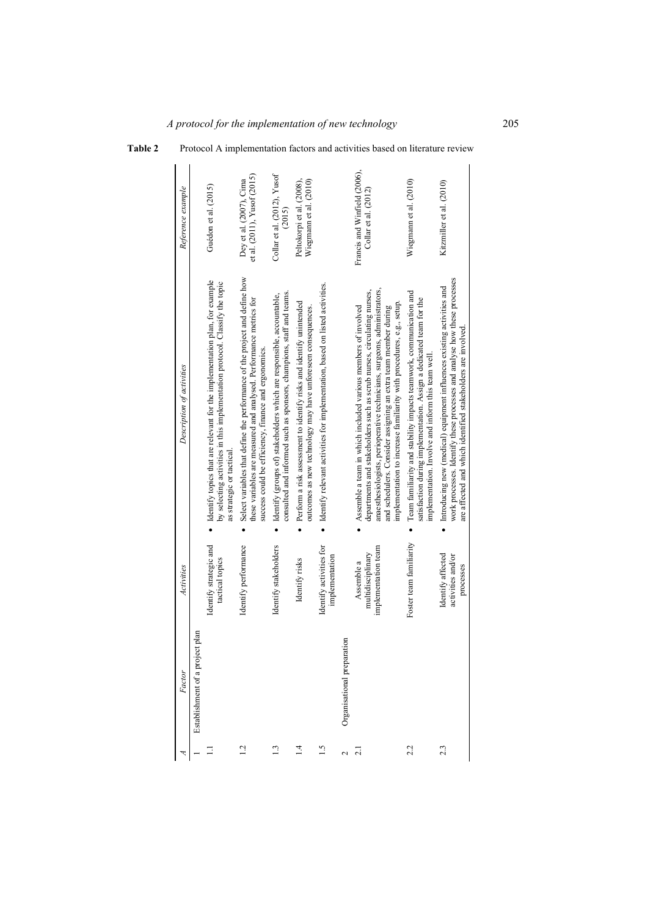**Table 2** Protocol A implementation factors and activities based on literature review

| A | Factor | Activities | Description of activities | Reference example |
|---|---|---|---|---|
| 1 | Establishment of a project plan | | | |
| 1.1 | | Identify strategic and tactical topics | • Identify topics that are relevant for the implementation plan, for example by selecting activities in this implementation protocol. Classify the topic as strategic or tactical. | Guédon et al. (2015) |
| 1.2 | | Identify performance | • Select variables that define the performance of the project and define how these variables are measured and analysed. Performance metrics for success could be efficiency, finance and ergonomics. | Dey et al. (2007), Cima et al. (2011), Yusof (2015) |
| 1.3 | | Identify stakeholders | • Identify (groups of) stakeholders which are responsible, accountable, consulted and informed such as sponsors, champions, staff and teams. | Collar et al. (2012), Yusof (2015) |
| 1.4 | | Identify risks | • Perform a risk assessment to identify risks and identify unintended outcomes as new technology may have unforeseen consequences. | Peltokorpi et al. (2008), Wiegmann et al. (2010) |
| 1.5 | | Identify activities for implementation | • Identify relevant activities for implementation, based on listed activities. | |
| 2 | Organisational preparation | | | |
| 2.1 | | Assemble a multidisciplinary implementation team | • Assemble a team in which included various members of involved departments and stakeholders such as scrub nurses, circulating nurses, anaesthesiologists, perioperative technicians, surgeons, administrators, and schedulers. Consider assigning an extra team member during implementation to increase familiarity with procedures, e.g., setup. | Francis and Winfield (2006), Collar et al. (2012) |
| 2.2 | | Foster team familiarity | • Team familiarity and stability impacts teamwork, communication and satisfaction during implementation. Assign a dedicated team for the implementation. Involve and inform this team well. | Wiegmann et al. (2010) |
| 2.3 | | Identify affected activities and/or processes | • Introducing new (medical) equipment influences existing activities and work processes. Identify these processes and analyse how these processes are affected and which identified stakeholders are involved. | Kitzmiller et al. (2010) |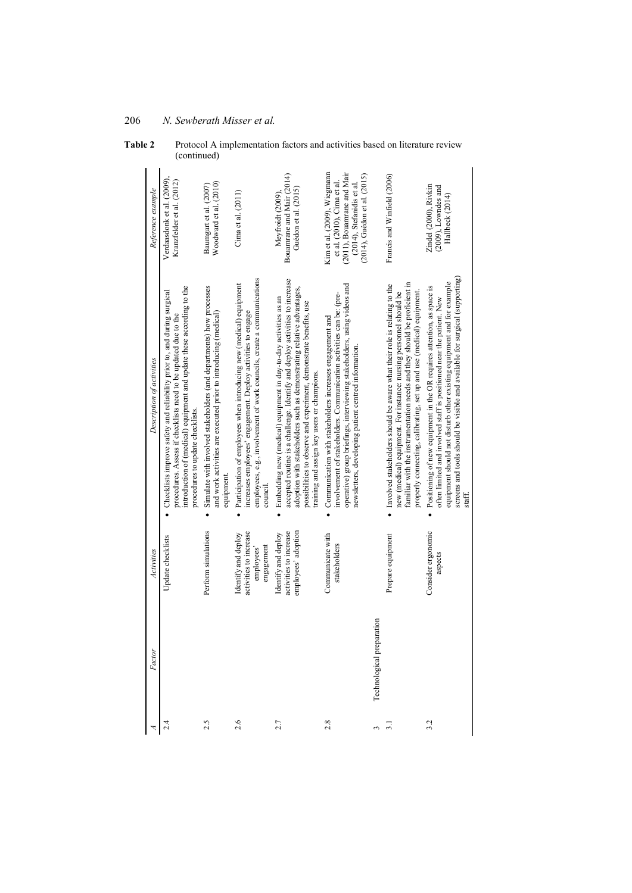**Table 2** Protocol A implementation factors and activities based on literature review (continued)

| A | Factor | Activities | Description of activities | Reference example |
|---|---|---|---|---|
| 2.4 | | Update checklists | • Checklists improve safety and reliability prior to, and during surgical procedures. Assess if checklists need to be updated due to the introduction of (medical) equipment and update these according to the procedures to update checklists. | Verdaasdonk et al. (2009), Kranzfelder et al. (2012) |
| 2.5 | | Perform simulations | • Simulate with involved stakeholders (and departments) how processes and work activities are executed prior to introducing (medical) equipment. | Baumgart et al. (2007) Woodward et al. (2010) |
| 2.6 | | Identify and deploy activities to increase employees' engagement | • Participation of employees when introducing new (medical) equipment increases employees' engagement. Deploy activities to engage employees, e.g., involvement of work councils, create a communications council. | Cima et al. (2011) |
| 2.7 | | Identify and deploy activities to increase employees' adoption | • Embedding new (medical) equipment in day-to-day activities as an accepted routine is a challenge. Identify and deploy activities to increase adoption with stakeholders such as demonstrating relative advantages, possibilities to observe and experiment, demonstrate benefits, use training and assign key users or champions. | Meyfroidt (2009), Bouamrane and Mair (2014) Guédon et al. (2015) |
| 2.8 | | Communicate with stakeholders | • Communication with stakeholders increases engagement and involvement of stakeholders. Communication activities can be: (pre-operative) group briefings, interviewing stakeholders, using videos and newsletters, developing patient centred information. | Kim et al. (2009), Wiegmann et al. (2010), Cima et al. (2011), Bouamrane and Mair (2014), Stefanidis et al. (2014), Guédon et al. (2015) |
| 3 | Technological preparation | | | |
| 3.1 | | Prepare equipment | • Involved stakeholders should be aware what their role is relating to the new (medical) equipment. For instance: nursing personnel should be familiar with the instrumentation needs and they should be proficient in properly connecting, calibrating, set up and use (medical) equipment. | Francis and Winfield (2006) |
| 3.2 | | Consider ergonomic aspects | • Positioning of new equipment in the OR requires attention, as space is often limited and involved staff is positioned near the patient. New equipment should not disturb other existing equipment and for example screens and tools should be visible and available for surgical (supporting) staff. | Zindel (2000), Rivkin (2009), Lowndes and Hallbeck (2014) |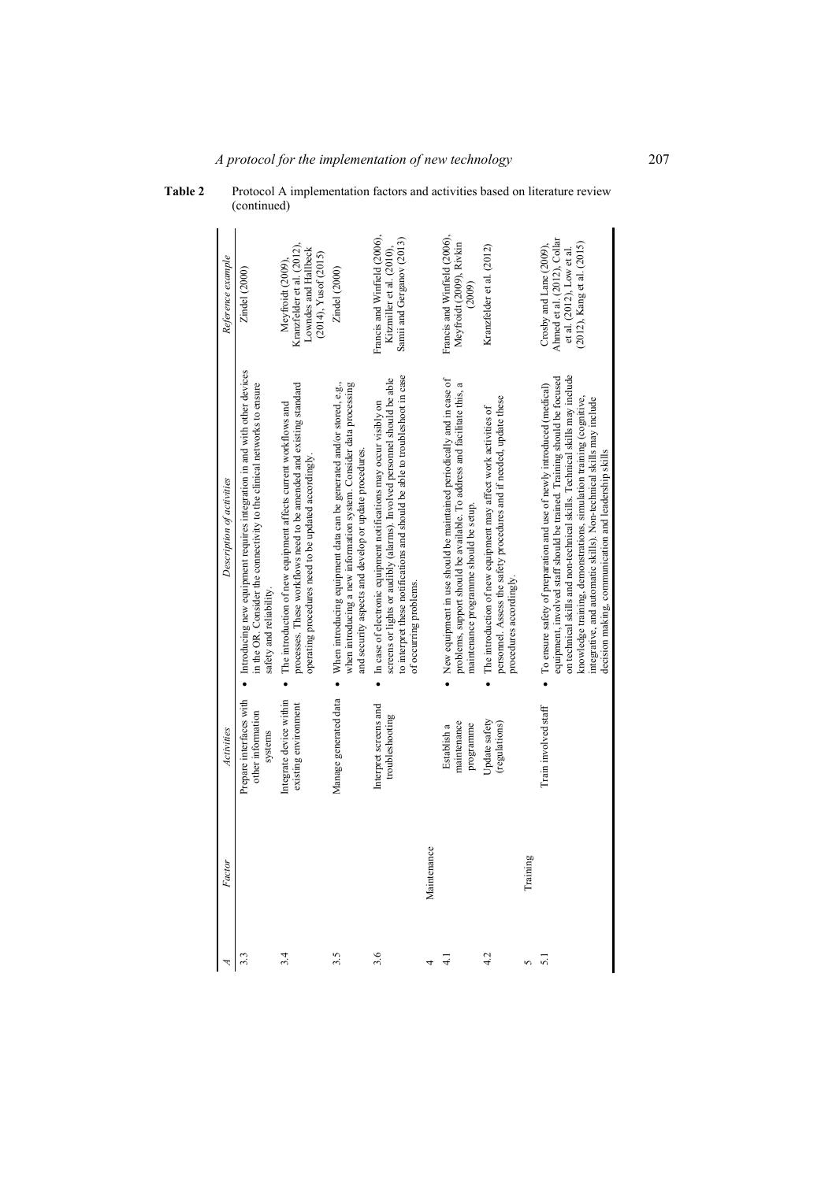**Table 2** Protocol A implementation factors and activities based on literature review (continued)

| A | Factor | Activities | Description of activities | Reference example |
|---|---|---|---|---|
| 3.3 | | Prepare interfaces with other information systems | • Introducing new equipment requires integration in and with other devices in the OR. Consider the connectivity to the clinical networks to ensure safety and reliability. | Zindel (2000) |
| 3.4 | | Integrate device within existing environment | • The introduction of new equipment affects current workflows and processes. These workflows need to be amended and existing standard operating procedures need to be updated accordingly. | Meyfroidt (2009), Kranzfelder et al. (2012), Lowndes and Hallbeck (2014), Yusof (2015) |
| 3.5 | | Manage generated data | • When introducing equipment data can be generated and/or stored, e.g., when introducing a new information system. Consider data processing and security aspects and develop or update procedures. | Zindel (2000) |
| 3.6 | | Interpret screens and troubleshooting | • In case of electronic equipment notifications may occur visibly on screens or lights or audibly (alarms). Involved personnel should be able to interpret these notifications and should be able to troubleshoot in case of occurring problems. | Francis and Winfield (2006), Kitzmiller et al. (2010), Samii and Gerganov (2013) |
| 4 | Maintenance | | | |
| 4.1 | | Establish a maintenance programme | • New equipment in use should be maintained periodically and in case of problems, support should be available. To address and facilitate this, a maintenance programme should be setup. | Francis and Winfield (2006), Meyfroidt (2009), Rivkin (2009) |
| 4.2 | | Update safety (regulations) | • The introduction of new equipment may affect work activities of personnel. Assess the safety procedures and if needed, update these procedures accordingly. | Kranzfelder et al. (2012) |
| 5 | Training | | | |
| 5.1 | | Train involved staff | • To ensure safety of preparation and use of newly introduced (medical) equipment, involved staff should be trained. Training should be focused on technical skills and non-technical skills. Technical skills may include knowledge training, demonstrations, simulation training (cognitive, integrative, and automatic skills). Non-technical skills may include decision making, communication and leadership skills | Crosby and Lane (2009), Ahmed et al. (2012), Collar et al. (2012), Low et al. (2012), Kang et al. (2015) |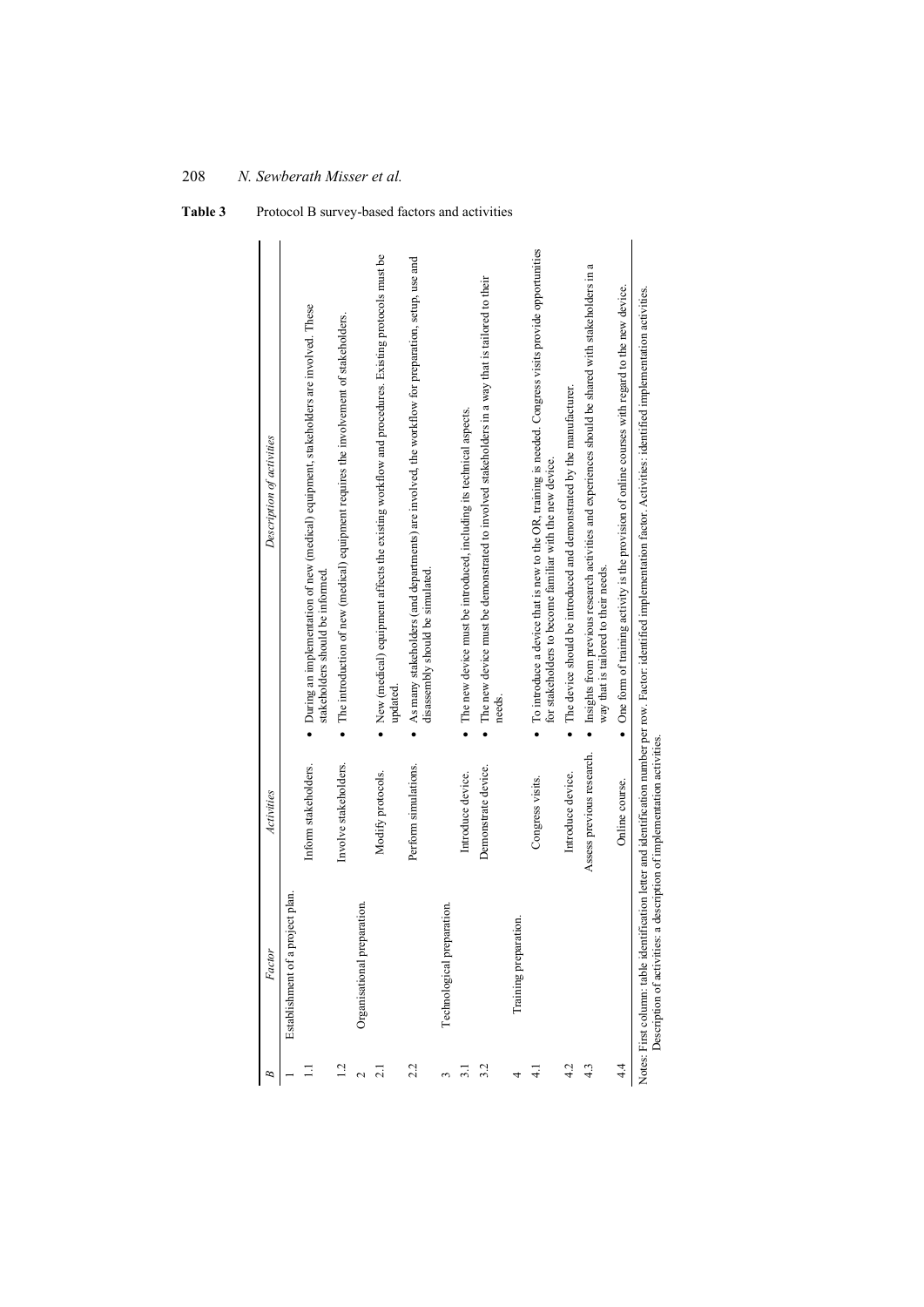**Table 3** Protocol B survey-based factors and activities

| *B* | *Factor* | *Activities* | *Description of activities* |
|---|---|---|---|
| 1 | Establishment of a project plan. | | |
| 1.1 | | Inform stakeholders. | • During an implementation of new (medical) equipment, stakeholders are involved. These stakeholders should be informed. |
| 1.2 | | Involve stakeholders. | • The introduction of new (medical) equipment requires the involvement of stakeholders. |
| 2 | Organisational preparation. | | |
| 2.1 | | Modify protocols. | • New (medical) equipment affects the existing workflow and procedures. Existing protocols must be updated. |
| 2.2 | | Perform simulations. | • As many stakeholders (and departments) are involved, the workflow for preparation, setup, use and disassembly should be simulated. |
| 3 | Technological preparation. | | |
| 3.1 | | Introduce device. | • The new device must be introduced, including its technical aspects. |
| 3.2 | | Demonstrate device. | • The new device must be demonstrated to involved stakeholders in a way that is tailored to their needs. |
| 4 | Training preparation. | | |
| 4.1 | | Congress visits. | • To introduce a device that is new to the OR, training is needed. Congress visits provide opportunities for stakeholders to become familiar with the new device. |
| 4.2 | | Introduce device. | • The device should be introduced and demonstrated by the manufacturer. |
| 4.3 | | Assess previous research. | • Insights from previous research activities and experiences should be shared with stakeholders in a way that is tailored to their needs. |
| 4.4 | | Online course. | • One form of training activity is the provision of online courses with regard to the new device. |

Notes: First column: table identification letter and identification number per row. Factor: identified implementation factor. Activities: identified implementation activities. Description of activities: a description of implementation activities.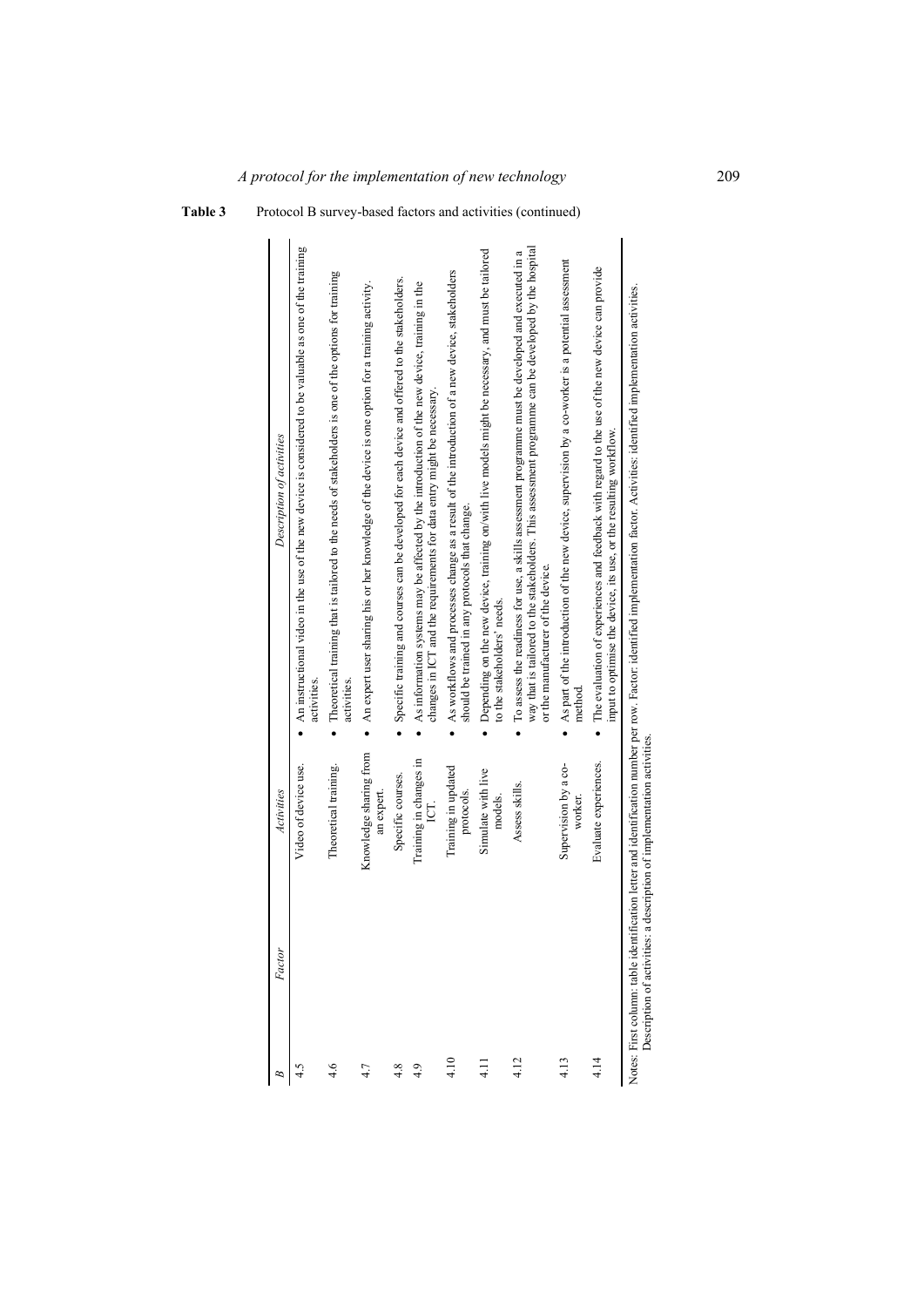**Table 3** Protocol B survey-based factors and activities (continued)

| *B* | *Factor* | *Activities* | *Description of activities* |
|---|---|---|---|
| 4.5 | | Video of device use. | • An instructional video in the use of the new device is considered to be valuable as one of the training activities. |
| 4.6 | | Theoretical training. | • Theoretical training that is tailored to the needs of stakeholders is one of the options for training activities. |
| 4.7 | | Knowledge sharing from an expert. | • An expert user sharing his or her knowledge of the device is one option for a training activity. |
| 4.8 | | Specific courses. | • Specific training and courses can be developed for each device and offered to the stakeholders. |
| 4.9 | | Training in changes in ICT. | • As information systems may be affected by the introduction of the new device, training in the changes in ICT and the requirements for data entry might be necessary. |
| 4.10 | | Training in updated protocols. | • As workflows and processes change as a result of the introduction of a new device, stakeholders should be trained in any protocols that change. |
| 4.11 | | Simulate with live models. | • Depending on the new device, training on/with live models might be necessary, and must be tailored to the stakeholders' needs. |
| 4.12 | | Assess skills. | • To assess the readiness for use, a skills assessment programme must be developed and executed in a way that is tailored to the stakeholders. This assessment programme can be developed by the hospital or the manufacturer of the device. |
| 4.13 | | Supervision by a co-worker. | • As part of the introduction of the new device, supervision by a co-worker is a potential assessment method. |
| 4.14 | | Evaluate experiences. | • The evaluation of experiences and feedback with regard to the use of the new device can provide input to optimise the device, its use, or the resulting workflow. |

Notes: First column: table identification letter and identification number per row. Factor: identified implementation factor. Activities: identified implementation activities. Description of activities: a description of implementation activities.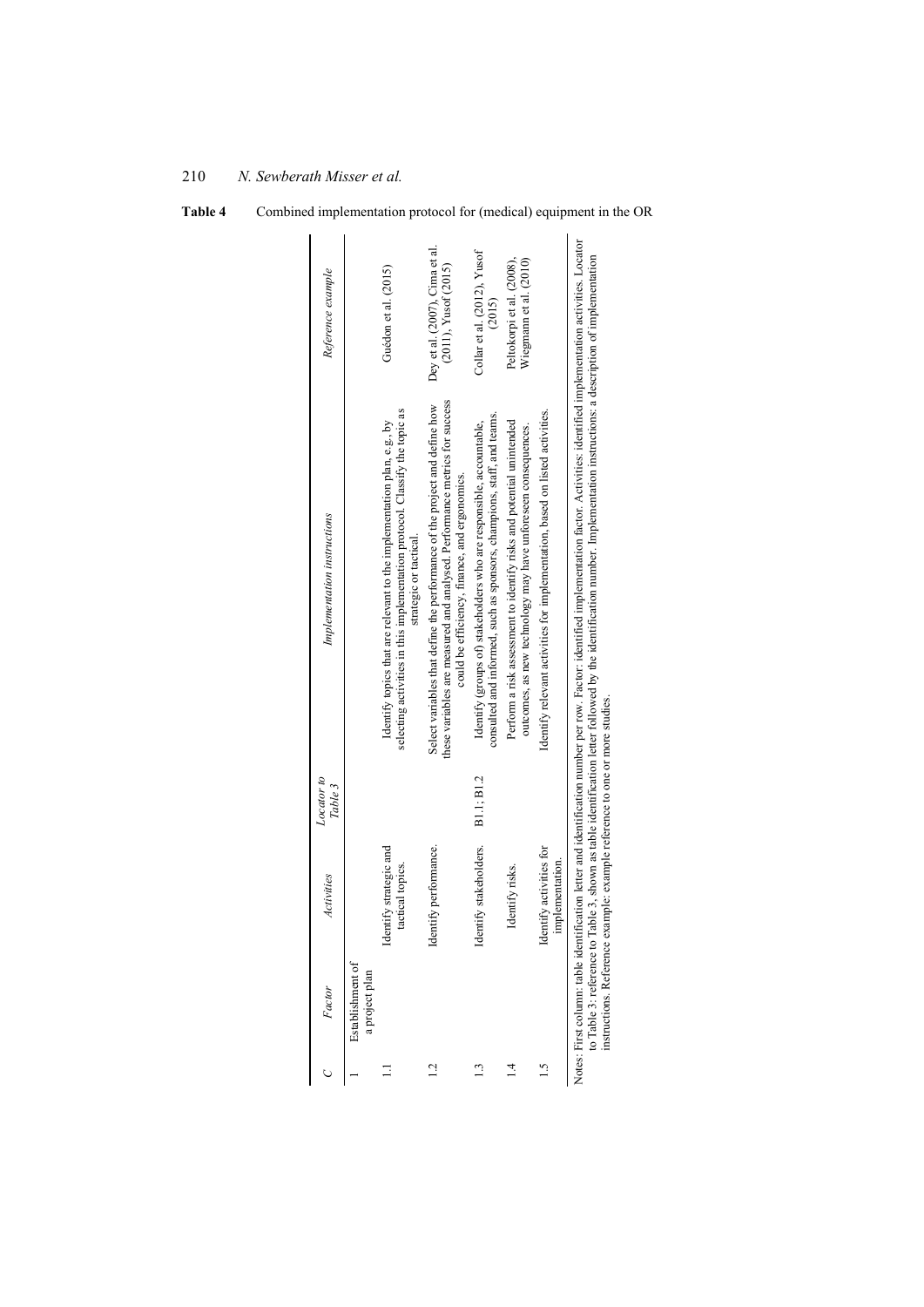**Table 4** Combined implementation protocol for (medical) equipment in the OR

| *C* | *Factor* | *Activities* | *Locator to Table 3* | *Implementation instructions* | *Reference example* |
|---|---|---|---|---|---|
| 1 | Establishment of a project plan | | | | |
| 1.1 | | Identify strategic and tactical topics. | | Identify topics that are relevant to the implementation plan, e.g., by selecting activities in this implementation protocol. Classify the topic as strategic or tactical. | Guédon et al. (2015) |
| 1.2 | | Identify performance. | | Select variables that define the performance of the project and define how these variables are measured and analysed. Performance metrics for success could be efficiency, finance, and ergonomics. | Dey et al. (2007), Cima et al. (2011), Yusof (2015) |
| 1.3 | | Identify stakeholders. | B1.1; B1.2 | Identify (groups of) stakeholders who are responsible, accountable, consulted and informed, such as sponsors, champions, staff, and teams. | Collar et al. (2012), Yusof (2015) |
| 1.4 | | Identify risks. | | Perform a risk assessment to identify risks and potential unintended outcomes, as new technology may have unforeseen consequences. | Peltokorpi et al. (2008), Wiegmann et al. (2010) |
| 1.5 | | Identify activities for implementation. | | Identify relevant activities for implementation, based on listed activities. | |

Notes: First column: table identification letter and identification number per row. Factor: identified implementation factor. Activities: identified implementation activities. Locator to Table 3: reference to Table 3, shown as table identification letter followed by the identification number. Implementation instructions: a description of implementation instructions. Reference example: example reference to one or more studies.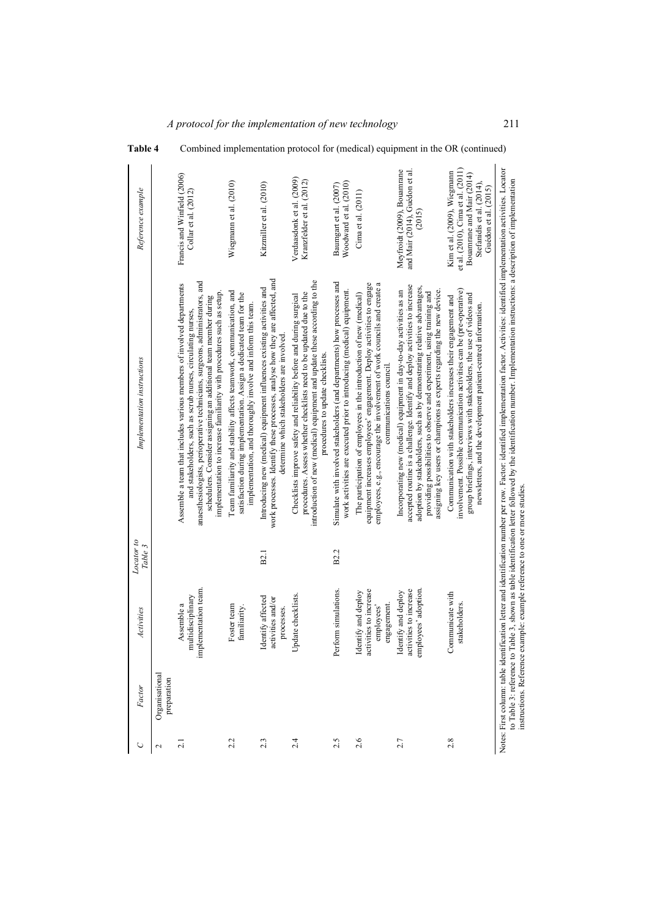**Table 4** Combined implementation protocol for (medical) equipment in the OR (continued)

| C | Factor | Activities | Locator to Table 3 | Implementation instructions | Reference example |
|---|---|---|---|---|---|
| 2 | Organisational preparation | | | | |
| 2.1 | | Assemble a multidisciplinary implementation team. | | Assemble a team that includes various members of involved departments and stakeholders, such as scrub nurses, circulating nurses, anaesthesiologists, perioperative technicians, surgeons, administrators, and schedulers. Consider assigning an additional team member during implementation to increase familiarity with procedures such as setup. | Francis and Winfield (2006) Collar et al. (2012) |
| 2.2 | | Foster team familiarity. | | Team familiarity and stability affects teamwork, communication, and satisfaction during implementation. Assign a dedicated team for the implementation, and thoroughly involve and inform this team. | Wiegmann et al. (2010) |
| 2.3 | | Identify affected activities and/or processes. | B2.1 | Introducing new (medical) equipment influences existing activities and work processes. Identify these processes, analyse how they are affected, and determine which stakeholders are involved. | Kitzmiller et al. (2010) |
| 2.4 | | Update checklists. | | Checklists improve safety and reliability before and during surgical procedures. Assess whether checklists need to be updated due to the introduction of new (medical) equipment and update these according to the procedures to update checklists. | Verdaasdonk et al. (2009) Kranzfelder et al. (2012) |
| 2.5 | | Perform simulations. | B2.2 | Simulate with involved stakeholders (and departments) how processes and work activities are executed prior to introducing (medical) equipment. | Baumgart et al. (2007) Woodward et al. (2010) |
| 2.6 | | Identify and deploy activities to increase employees' engagement. | | The participation of employees in the introduction of new (medical) equipment increases employees' engagement. Deploy activities to engage employees, e.g., encourage the involvement of work councils and create a communications council. | Cima et al. (2011) |
| 2.7 | | Identify and deploy activities to increase employees' adoption. | | Incorporating new (medical) equipment in day-to-day activities as an accepted routine is a challenge. Identify and deploy activities to increase adoption by stakeholders, such as by demonstrating relative advantages, providing possibilities to observe and experiment, using training and assigning key users or champions as experts regarding the new device. | Meyfroidt (2009), Bouamrane and Mair (2014), Guédon et al. (2015) |
| 2.8 | | Communicate with stakeholders. | | Communication with stakeholders increases their engagement and involvement. Possible communication activities can be (pre-operative) group briefings, interviews with stakeholders, the use of videos and newsletters, and the development patient-centred information. | Kim et al. (2009), Wiegmann et al. (2010), Cima et al. (2011) Bouamrane and Mair (2014) Stefanidis et al. (2014), Guédon et al. (2015) |

Notes: First column: table identification letter and identification number per row. Factor: identified implementation factor. Activities: identified implementation activities. Locator to Table 3: reference to Table 3, shown as table identification letter followed by the identification number. Implementation instructions: a description of implementation instructions. Reference example: example reference to one or more studies.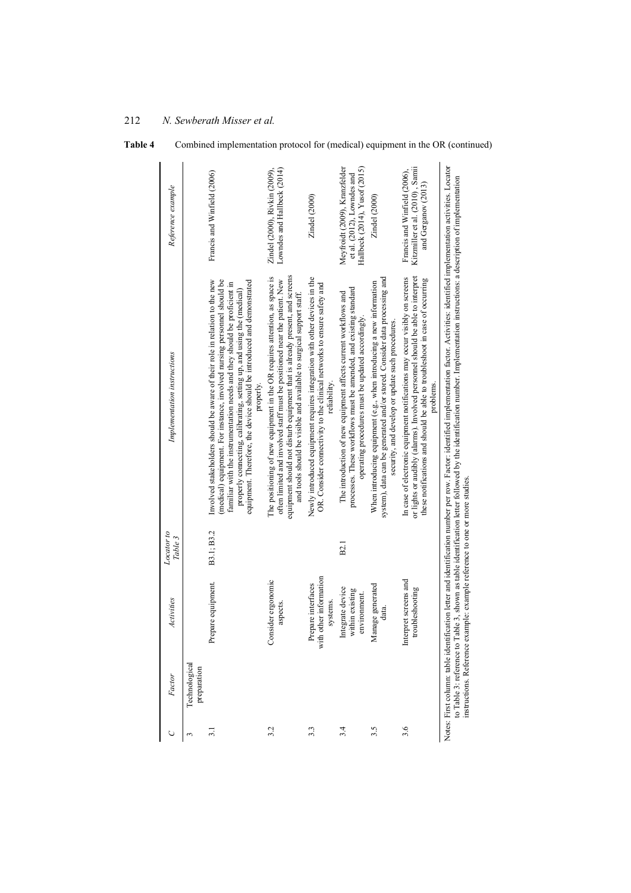**Table 4** Combined implementation protocol for (medical) equipment in the OR (continued)

| C | Factor | Activities | Locator to Table 3 | Implementation instructions | Reference example |
|---|---|---|---|---|---|
| 3 | Technological preparation | | | | |
| 3.1 | | Prepare equipment. | B3.1; B3.2 | Involved stakeholders should be aware of their role in relation to the new (medical) equipment. For instance, involved nursing personnel should be familiar with the instrumentation needs and they should be proficient in properly connecting, calibrating, setting up, and using the (medical) equipment. Therefore, the device should be introduced and demonstrated properly. | Francis and Winfield (2006) |
| 3.2 | | Consider ergonomic aspects. | | The positioning of new equipment in the OR requires attention, as space is often limited and involved staff must be positioned near the patient. New equipment should not disturb equipment that is already present, and screens and tools should be visible and available to surgical support staff. | Zindel (2000), Rivkin (2009), Lowndes and Hallbeck (2014) |
| 3.3 | | Prepare interfaces with other information systems. | | Newly introduced equipment requires integration with other devices in the OR. Consider connectivity to the clinical networks to ensure safety and reliability. | Zindel (2000) |
| 3.4 | | Integrate device within existing environment. | B2.1 | The introduction of new equipment affects current workflows and processes. These workflows must be amended, and existing standard operating procedures must be updated accordingly. | Meyfroidt (2009), Kranzfelder et al. (2012), Lowndes and Hallbeck (2014), Yusof (2015) |
| 3.5 | | Manage generated data. | | When introducing equipment (e.g., when introducing a new information system), data can be generated and/or stored. Consider data processing and security, and develop or update such procedures. | Zindel (2000) |
| 3.6 | | Interpret screens and troubleshooting | | In case of electronic equipment notifications may occur visibly on screens or lights or audibly (alarms). Involved personnel should be able to interpret these notifications and should be able to troubleshoot in case of occurring problems. | Francis and Winfield (2006), Kitzmiller et al. (2010), Samii and Gerganov (2013) |

Notes: First column: table identification letter and identification number per row. Factor: identified implementation factor. Activities: identified implementation activities. Locator to Table 3: reference to Table 3, shown as table identification letter followed by the identification number. Implementation instructions: a description of implementation instructions. Reference example: example reference to one or more studies.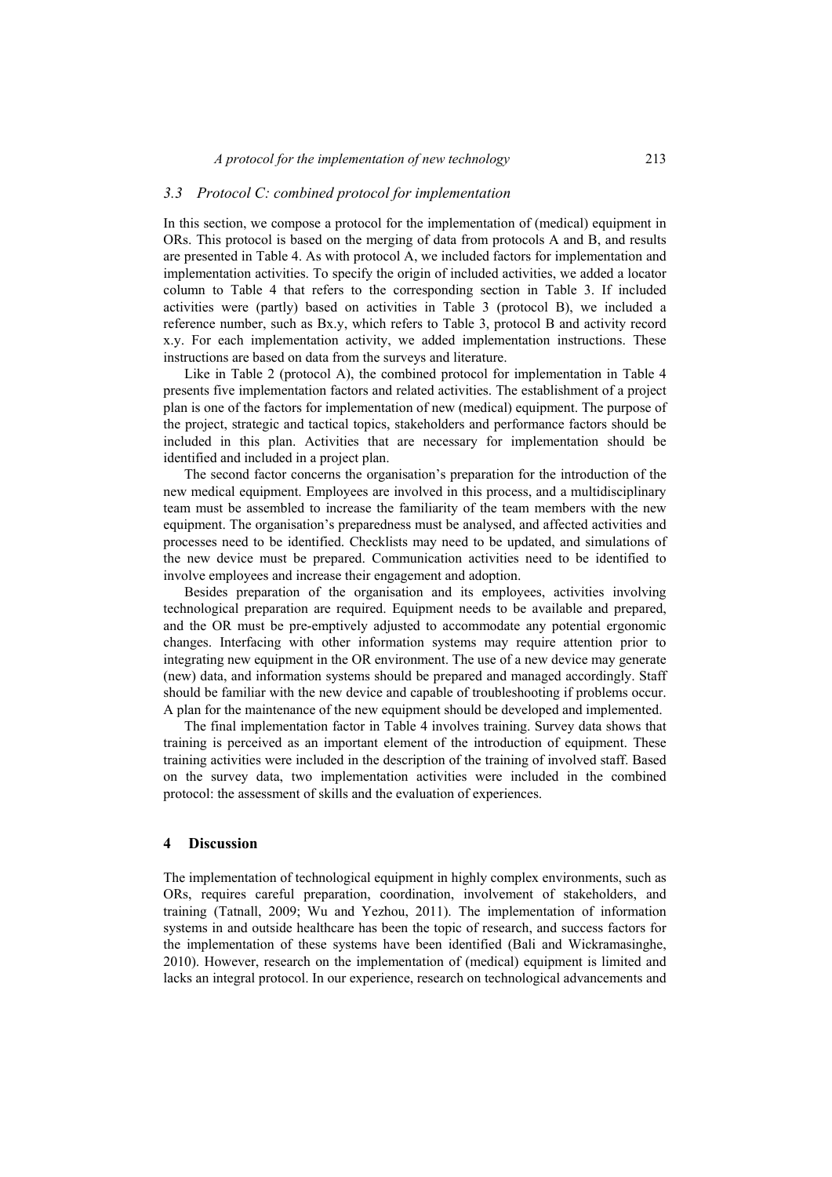### 3.3 *Protocol C: combined protocol for implementation*

In this section, we compose a protocol for the implementation of (medical) equipment in ORs. This protocol is based on the merging of data from protocols A and B, and results are presented in Table 4. As with protocol A, we included factors for implementation and implementation activities. To specify the origin of included activities, we added a locator column to Table 4 that refers to the corresponding section in Table 3. If included activities were (partly) based on activities in Table 3 (protocol B), we included a reference number, such as Bx.y, which refers to Table 3, protocol B and activity record x.y. For each implementation activity, we added implementation instructions. These instructions are based on data from the surveys and literature.

Like in Table 2 (protocol A), the combined protocol for implementation in Table 4 presents five implementation factors and related activities. The establishment of a project plan is one of the factors for implementation of new (medical) equipment. The purpose of the project, strategic and tactical topics, stakeholders and performance factors should be included in this plan. Activities that are necessary for implementation should be identified and included in a project plan.

The second factor concerns the organisation's preparation for the introduction of the new medical equipment. Employees are involved in this process, and a multidisciplinary team must be assembled to increase the familiarity of the team members with the new equipment. The organisation's preparedness must be analysed, and affected activities and processes need to be identified. Checklists may need to be updated, and simulations of the new device must be prepared. Communication activities need to be identified to involve employees and increase their engagement and adoption.

Besides preparation of the organisation and its employees, activities involving technological preparation are required. Equipment needs to be available and prepared, and the OR must be pre-emptively adjusted to accommodate any potential ergonomic changes. Interfacing with other information systems may require attention prior to integrating new equipment in the OR environment. The use of a new device may generate (new) data, and information systems should be prepared and managed accordingly. Staff should be familiar with the new device and capable of troubleshooting if problems occur. A plan for the maintenance of the new equipment should be developed and implemented.

The final implementation factor in Table 4 involves training. Survey data shows that training is perceived as an important element of the introduction of equipment. These training activities were included in the description of the training of involved staff. Based on the survey data, two implementation activities were included in the combined protocol: the assessment of skills and the evaluation of experiences.

## 4 Discussion

The implementation of technological equipment in highly complex environments, such as ORs, requires careful preparation, coordination, involvement of stakeholders, and training (Tatnall, 2009; Wu and Yezhou, 2011). The implementation of information systems in and outside healthcare has been the topic of research, and success factors for the implementation of these systems have been identified (Bali and Wickramasinghe, 2010). However, research on the implementation of (medical) equipment is limited and lacks an integral protocol. In our experience, research on technological advancements and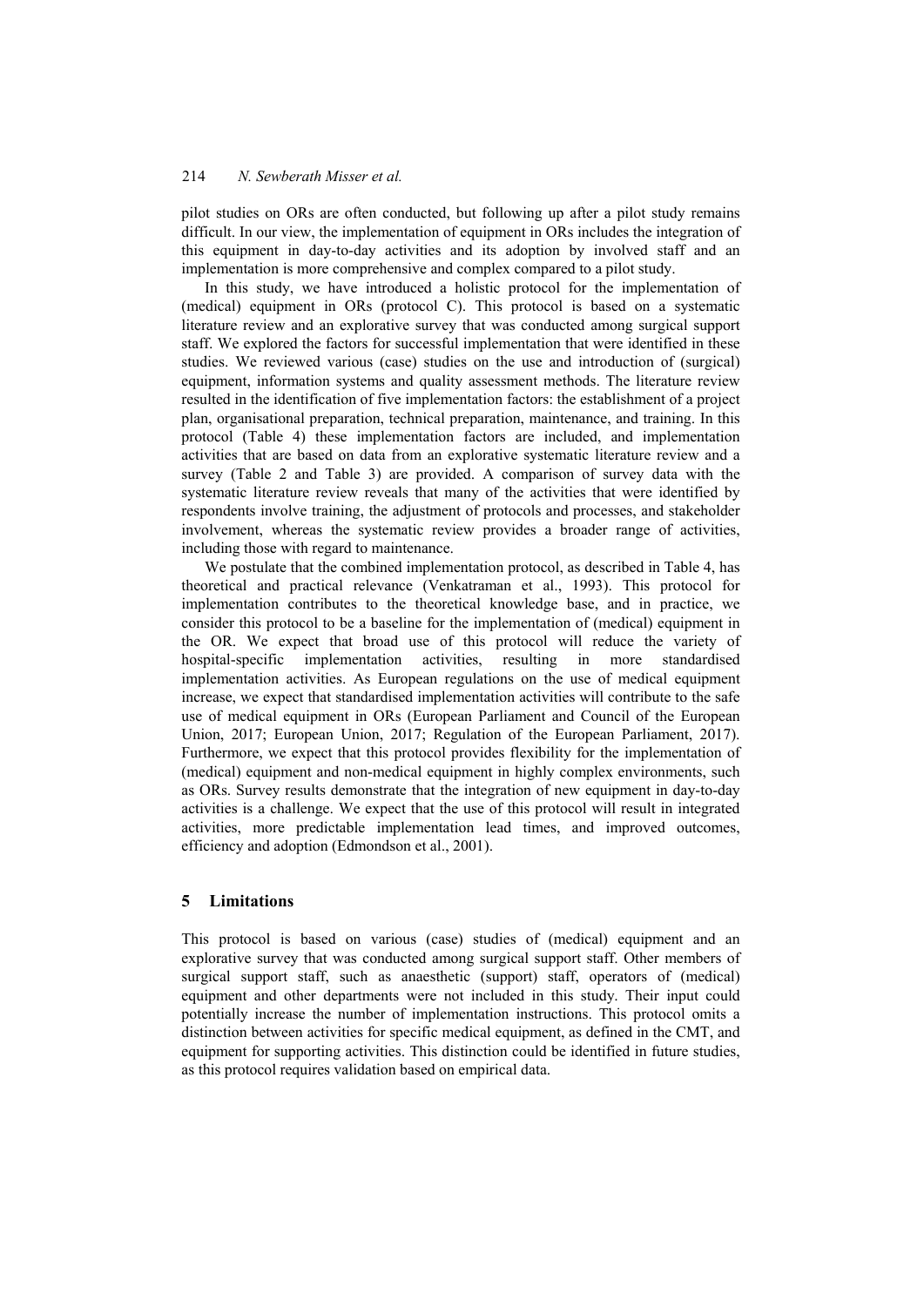pilot studies on ORs are often conducted, but following up after a pilot study remains difficult. In our view, the implementation of equipment in ORs includes the integration of this equipment in day-to-day activities and its adoption by involved staff and an implementation is more comprehensive and complex compared to a pilot study.

In this study, we have introduced a holistic protocol for the implementation of (medical) equipment in ORs (protocol C). This protocol is based on a systematic literature review and an explorative survey that was conducted among surgical support staff. We explored the factors for successful implementation that were identified in these studies. We reviewed various (case) studies on the use and introduction of (surgical) equipment, information systems and quality assessment methods. The literature review resulted in the identification of five implementation factors: the establishment of a project plan, organisational preparation, technical preparation, maintenance, and training. In this protocol (Table 4) these implementation factors are included, and implementation activities that are based on data from an explorative systematic literature review and a survey (Table 2 and Table 3) are provided. A comparison of survey data with the systematic literature review reveals that many of the activities that were identified by respondents involve training, the adjustment of protocols and processes, and stakeholder involvement, whereas the systematic review provides a broader range of activities, including those with regard to maintenance.

We postulate that the combined implementation protocol, as described in Table 4, has theoretical and practical relevance (Venkatraman et al., 1993). This protocol for implementation contributes to the theoretical knowledge base, and in practice, we consider this protocol to be a baseline for the implementation of (medical) equipment in the OR. We expect that broad use of this protocol will reduce the variety of hospital-specific implementation activities, resulting in more standardised implementation activities. As European regulations on the use of medical equipment increase, we expect that standardised implementation activities will contribute to the safe use of medical equipment in ORs (European Parliament and Council of the European Union, 2017; European Union, 2017; Regulation of the European Parliament, 2017). Furthermore, we expect that this protocol provides flexibility for the implementation of (medical) equipment and non-medical equipment in highly complex environments, such as ORs. Survey results demonstrate that the integration of new equipment in day-to-day activities is a challenge. We expect that the use of this protocol will result in integrated activities, more predictable implementation lead times, and improved outcomes, efficiency and adoption (Edmondson et al., 2001).

## 5 Limitations

This protocol is based on various (case) studies of (medical) equipment and an explorative survey that was conducted among surgical support staff. Other members of surgical support staff, such as anaesthetic (support) staff, operators of (medical) equipment and other departments were not included in this study. Their input could potentially increase the number of implementation instructions. This protocol omits a distinction between activities for specific medical equipment, as defined in the CMT, and equipment for supporting activities. This distinction could be identified in future studies, as this protocol requires validation based on empirical data.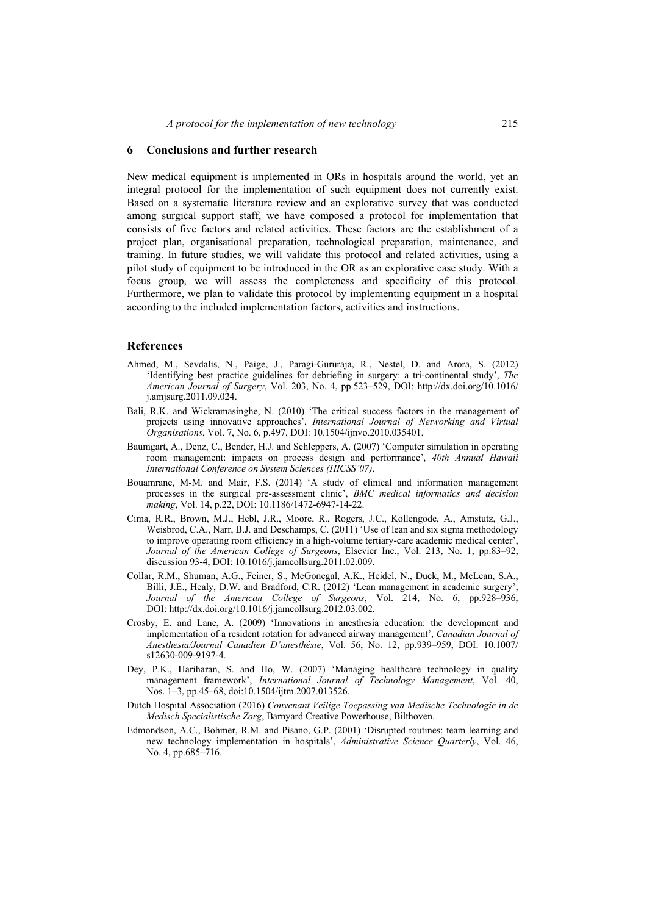## 6 Conclusions and further research

New medical equipment is implemented in ORs in hospitals around the world, yet an integral protocol for the implementation of such equipment does not currently exist. Based on a systematic literature review and an explorative survey that was conducted among surgical support staff, we have composed a protocol for implementation that consists of five factors and related activities. These factors are the establishment of a project plan, organisational preparation, technological preparation, maintenance, and training. In future studies, we will validate this protocol and related activities, using a pilot study of equipment to be introduced in the OR as an explorative case study. With a focus group, we will assess the completeness and specificity of this protocol. Furthermore, we plan to validate this protocol by implementing equipment in a hospital according to the included implementation factors, activities and instructions.

## References

Ahmed, M., Sevdalis, N., Paige, J., Paragi-Gururaja, R., Nestel, D. and Arora, S. (2012) 'Identifying best practice guidelines for debriefing in surgery: a tri-continental study', *The American Journal of Surgery*, Vol. 203, No. 4, pp.523–529, DOI: http://dx.doi.org/10.1016/j.amjsurg.2011.09.024.

Bali, R.K. and Wickramasinghe, N. (2010) 'The critical success factors in the management of projects using innovative approaches', *International Journal of Networking and Virtual Organisations*, Vol. 7, No. 6, p.497, DOI: 10.1504/ijnvo.2010.035401.

Baumgart, A., Denz, C., Bender, H.J. and Schleppers, A. (2007) 'Computer simulation in operating room management: impacts on process design and performance', *40th Annual Hawaii International Conference on System Sciences (HICSS'07)*.

Bouamrane, M-M. and Mair, F.S. (2014) 'A study of clinical and information management processes in the surgical pre-assessment clinic', *BMC medical informatics and decision making*, Vol. 14, p.22, DOI: 10.1186/1472-6947-14-22.

Cima, R.R., Brown, M.J., Hebl, J.R., Moore, R., Rogers, J.C., Kollengode, A., Amstutz, G.J., Weisbrod, C.A., Narr, B.J. and Deschamps, C. (2011) 'Use of lean and six sigma methodology to improve operating room efficiency in a high-volume tertiary-care academic medical center', *Journal of the American College of Surgeons*, Elsevier Inc., Vol. 213, No. 1, pp.83–92, discussion 93-4, DOI: 10.1016/j.jamcollsurg.2011.02.009.

Collar, R.M., Shuman, A.G., Feiner, S., McGonegal, A.K., Heidel, N., Duck, M., McLean, S.A., Billi, J.E., Healy, D.W. and Bradford, C.R. (2012) 'Lean management in academic surgery', *Journal of the American College of Surgeons*, Vol. 214, No. 6, pp.928–936, DOI: http://dx.doi.org/10.1016/j.jamcollsurg.2012.03.002.

Crosby, E. and Lane, A. (2009) 'Innovations in anesthesia education: the development and implementation of a resident rotation for advanced airway management', *Canadian Journal of Anesthesia/Journal Canadien D'anesthésie*, Vol. 56, No. 12, pp.939–959, DOI: 10.1007/s12630-009-9197-4.

Dey, P.K., Hariharan, S. and Ho, W. (2007) 'Managing healthcare technology in quality management framework', *International Journal of Technology Management*, Vol. 40, Nos. 1–3, pp.45–68, doi:10.1504/ijtm.2007.013526.

Dutch Hospital Association (2016) *Convenant Veilige Toepassing van Medische Technologie in de Medisch Specialistische Zorg*, Barnyard Creative Powerhouse, Bilthoven.

Edmondson, A.C., Bohmer, R.M. and Pisano, G.P. (2001) 'Disrupted routines: team learning and new technology implementation in hospitals', *Administrative Science Quarterly*, Vol. 46, No. 4, pp.685–716.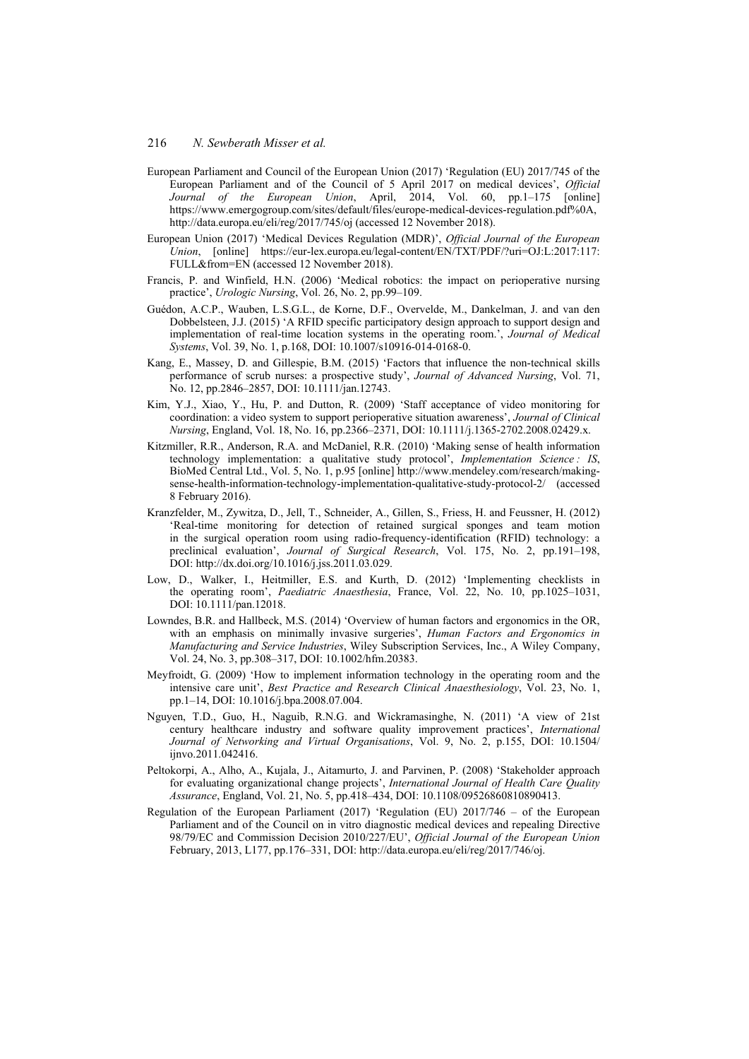European Parliament and Council of the European Union (2017) 'Regulation (EU) 2017/745 of the European Parliament and of the Council of 5 April 2017 on medical devices', *Official Journal of the European Union*, April, 2014, Vol. 60, pp.1–175 [online] https://www.emergogroup.com/sites/default/files/europe-medical-devices-regulation.pdf%0A, http://data.europa.eu/eli/reg/2017/745/oj (accessed 12 November 2018).

European Union (2017) 'Medical Devices Regulation (MDR)', *Official Journal of the European Union*, [online] https://eur-lex.europa.eu/legal-content/EN/TXT/PDF/?uri=OJ:L:2017:117:FULL&from=EN (accessed 12 November 2018).

Francis, P. and Winfield, H.N. (2006) 'Medical robotics: the impact on perioperative nursing practice', *Urologic Nursing*, Vol. 26, No. 2, pp.99–109.

Guédon, A.C.P., Wauben, L.S.G.L., de Korne, D.F., Overvelde, M., Dankelman, J. and van den Dobbelsteen, J.J. (2015) 'A RFID specific participatory design approach to support design and implementation of real-time location systems in the operating room.', *Journal of Medical Systems*, Vol. 39, No. 1, p.168, DOI: 10.1007/s10916-014-0168-0.

Kang, E., Massey, D. and Gillespie, B.M. (2015) 'Factors that influence the non-technical skills performance of scrub nurses: a prospective study', *Journal of Advanced Nursing*, Vol. 71, No. 12, pp.2846–2857, DOI: 10.1111/jan.12743.

Kim, Y.J., Xiao, Y., Hu, P. and Dutton, R. (2009) 'Staff acceptance of video monitoring for coordination: a video system to support perioperative situation awareness', *Journal of Clinical Nursing*, England, Vol. 18, No. 16, pp.2366–2371, DOI: 10.1111/j.1365-2702.2008.02429.x.

Kitzmiller, R.R., Anderson, R.A. and McDaniel, R.R. (2010) 'Making sense of health information technology implementation: a qualitative study protocol', *Implementation Science : IS*, BioMed Central Ltd., Vol. 5, No. 1, p.95 [online] http://www.mendeley.com/research/making-sense-health-information-technology-implementation-qualitative-study-protocol-2/ (accessed 8 February 2016).

Kranzfelder, M., Zywitza, D., Jell, T., Schneider, A., Gillen, S., Friess, H. and Feussner, H. (2012) 'Real-time monitoring for detection of retained surgical sponges and team motion in the surgical operation room using radio-frequency-identification (RFID) technology: a preclinical evaluation', *Journal of Surgical Research*, Vol. 175, No. 2, pp.191–198, DOI: http://dx.doi.org/10.1016/j.jss.2011.03.029.

Low, D., Walker, I., Heitmiller, E.S. and Kurth, D. (2012) 'Implementing checklists in the operating room', *Paediatric Anaesthesia*, France, Vol. 22, No. 10, pp.1025–1031, DOI: 10.1111/pan.12018.

Lowndes, B.R. and Hallbeck, M.S. (2014) 'Overview of human factors and ergonomics in the OR, with an emphasis on minimally invasive surgeries', *Human Factors and Ergonomics in Manufacturing and Service Industries*, Wiley Subscription Services, Inc., A Wiley Company, Vol. 24, No. 3, pp.308–317, DOI: 10.1002/hfm.20383.

Meyfroidt, G. (2009) 'How to implement information technology in the operating room and the intensive care unit', *Best Practice and Research Clinical Anaesthesiology*, Vol. 23, No. 1, pp.1–14, DOI: 10.1016/j.bpa.2008.07.004.

Nguyen, T.D., Guo, H., Naguib, R.N.G. and Wickramasinghe, N. (2011) 'A view of 21st century healthcare industry and software quality improvement practices', *International Journal of Networking and Virtual Organisations*, Vol. 9, No. 2, p.155, DOI: 10.1504/ijnvo.2011.042416.

Peltokorpi, A., Alho, A., Kujala, J., Aitamurto, J. and Parvinen, P. (2008) 'Stakeholder approach for evaluating organizational change projects', *International Journal of Health Care Quality Assurance*, England, Vol. 21, No. 5, pp.418–434, DOI: 10.1108/09526860810890413.

Regulation of the European Parliament (2017) 'Regulation (EU) 2017/746 – of the European Parliament and of the Council on in vitro diagnostic medical devices and repealing Directive 98/79/EC and Commission Decision 2010/227/EU', *Official Journal of the European Union* February, 2013, L177, pp.176–331, DOI: http://data.europa.eu/eli/reg/2017/746/oj.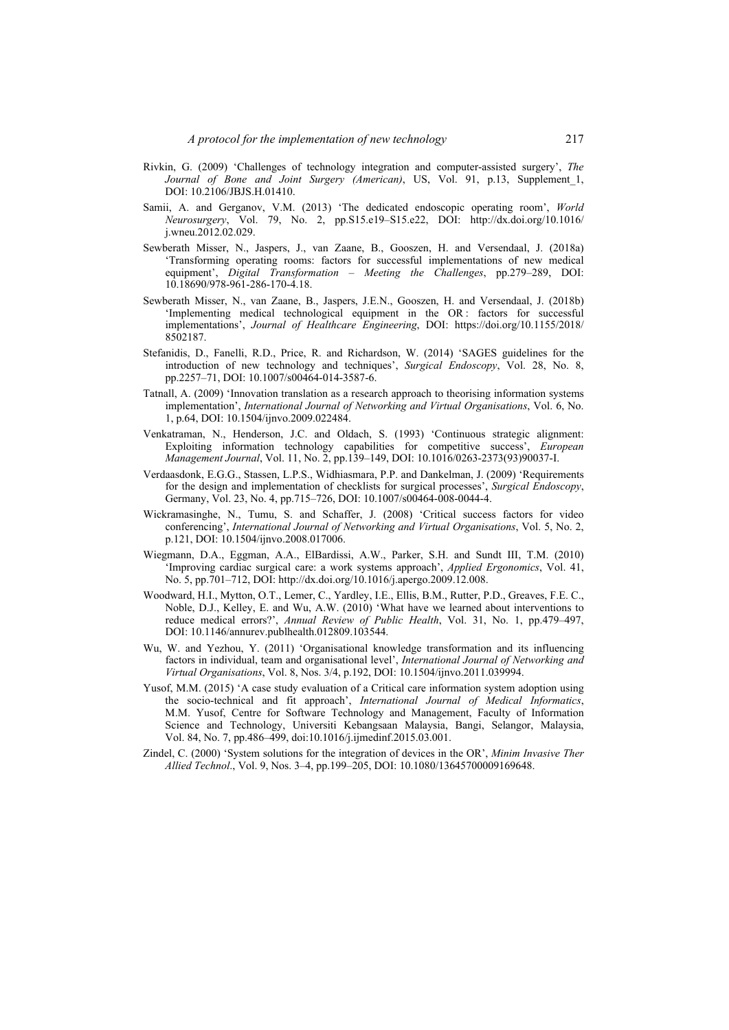Rivkin, G. (2009) 'Challenges of technology integration and computer-assisted surgery', *The Journal of Bone and Joint Surgery (American)*, US, Vol. 91, p.13, Supplement_1, DOI: 10.2106/JBJS.H.01410.

Samii, A. and Gerganov, V.M. (2013) 'The dedicated endoscopic operating room', *World Neurosurgery*, Vol. 79, No. 2, pp.S15.e19–S15.e22, DOI: http://dx.doi.org/10.1016/j.wneu.2012.02.029.

Sewberath Misser, N., Jaspers, J., van Zaane, B., Gooszen, H. and Versendaal, J. (2018a) 'Transforming operating rooms: factors for successful implementations of new medical equipment', *Digital Transformation – Meeting the Challenges*, pp.279–289, DOI: 10.18690/978-961-286-170-4.18.

Sewberath Misser, N., van Zaane, B., Jaspers, J.E.N., Gooszen, H. and Versendaal, J. (2018b) 'Implementing medical technological equipment in the OR : factors for successful implementations', *Journal of Healthcare Engineering*, DOI: https://doi.org/10.1155/2018/8502187.

Stefanidis, D., Fanelli, R.D., Price, R. and Richardson, W. (2014) 'SAGES guidelines for the introduction of new technology and techniques', *Surgical Endoscopy*, Vol. 28, No. 8, pp.2257–71, DOI: 10.1007/s00464-014-3587-6.

Tatnall, A. (2009) 'Innovation translation as a research approach to theorising information systems implementation', *International Journal of Networking and Virtual Organisations*, Vol. 6, No. 1, p.64, DOI: 10.1504/ijnvo.2009.022484.

Venkatraman, N., Henderson, J.C. and Oldach, S. (1993) 'Continuous strategic alignment: Exploiting information technology capabilities for competitive success', *European Management Journal*, Vol. 11, No. 2, pp.139–149, DOI: 10.1016/0263-2373(93)90037-I.

Verdaasdonk, E.G.G., Stassen, L.P.S., Widhiasmara, P.P. and Dankelman, J. (2009) 'Requirements for the design and implementation of checklists for surgical processes', *Surgical Endoscopy*, Germany, Vol. 23, No. 4, pp.715–726, DOI: 10.1007/s00464-008-0044-4.

Wickramasinghe, N., Tumu, S. and Schaffer, J. (2008) 'Critical success factors for video conferencing', *International Journal of Networking and Virtual Organisations*, Vol. 5, No. 2, p.121, DOI: 10.1504/ijnvo.2008.017006.

Wiegmann, D.A., Eggman, A.A., ElBardissi, A.W., Parker, S.H. and Sundt III, T.M. (2010) 'Improving cardiac surgical care: a work systems approach', *Applied Ergonomics*, Vol. 41, No. 5, pp.701–712, DOI: http://dx.doi.org/10.1016/j.apergo.2009.12.008.

Woodward, H.I., Mytton, O.T., Lemer, C., Yardley, I.E., Ellis, B.M., Rutter, P.D., Greaves, F.E. C., Noble, D.J., Kelley, E. and Wu, A.W. (2010) 'What have we learned about interventions to reduce medical errors?', *Annual Review of Public Health*, Vol. 31, No. 1, pp.479–497, DOI: 10.1146/annurev.publhealth.012809.103544.

Wu, W. and Yezhou, Y. (2011) 'Organisational knowledge transformation and its influencing factors in individual, team and organisational level', *International Journal of Networking and Virtual Organisations*, Vol. 8, Nos. 3/4, p.192, DOI: 10.1504/ijnvo.2011.039994.

Yusof, M.M. (2015) 'A case study evaluation of a Critical care information system adoption using the socio-technical and fit approach', *International Journal of Medical Informatics*, M.M. Yusof, Centre for Software Technology and Management, Faculty of Information Science and Technology, Universiti Kebangsaan Malaysia, Bangi, Selangor, Malaysia, Vol. 84, No. 7, pp.486–499, doi:10.1016/j.ijmedinf.2015.03.001.

Zindel, C. (2000) 'System solutions for the integration of devices in the OR', *Minim Invasive Ther Allied Technol*., Vol. 9, Nos. 3–4, pp.199–205, DOI: 10.1080/13645700009169648.